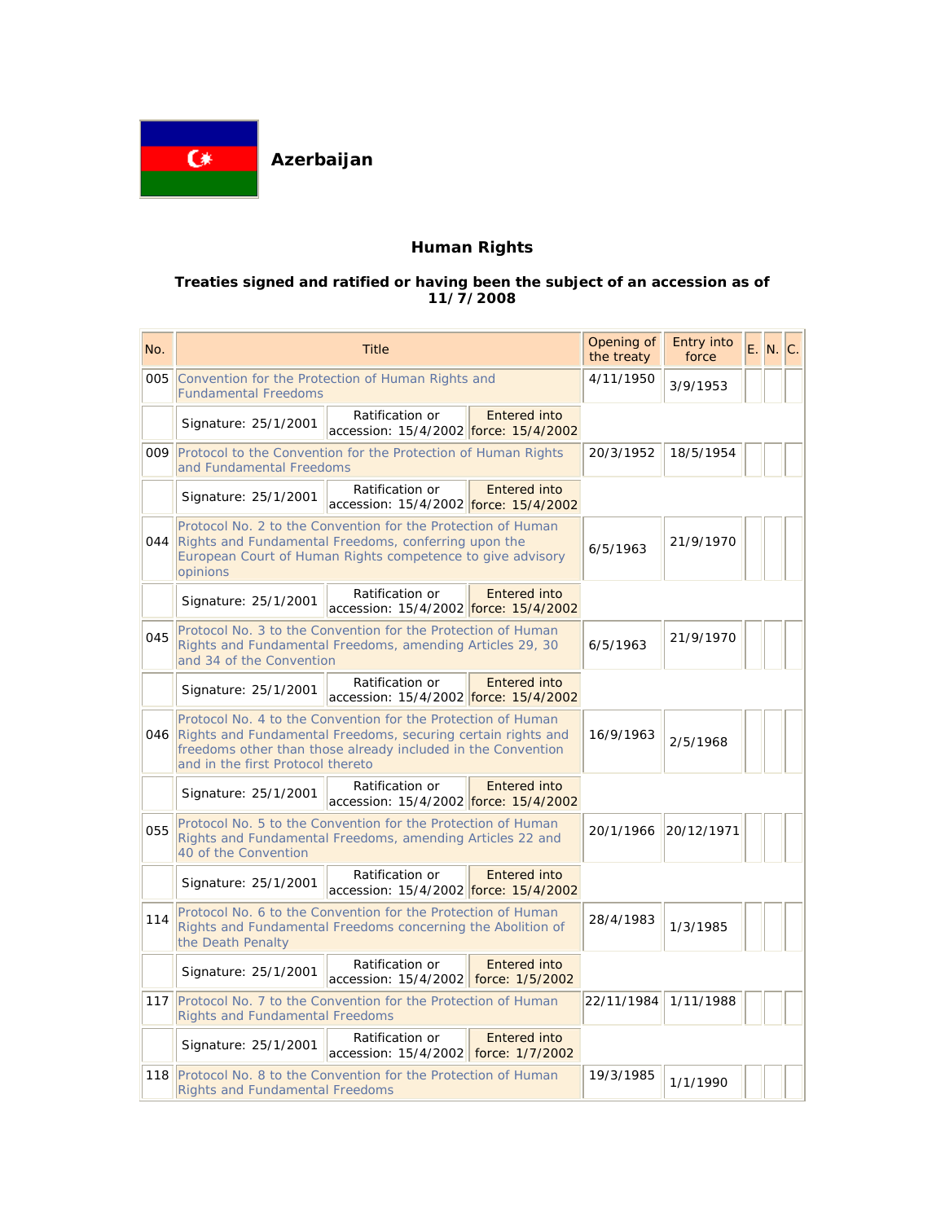# Azerbaijan

## Human Rights

### Treaties signed and ratified or having been the subject of an accession as of 11/7/2008

| No. | Title | | | Opening of the treaty | Entry into force | E. | N. | C. |
|---|---|---|---|---|---|---|---|---|
| 005 | Convention for the Protection of Human Rights and Fundamental Freedoms | | | 4/11/1950 | 3/9/1953 | | | |
| | Signature: 25/1/2001 | Ratification or accession: 15/4/2002 | Entered into force: 15/4/2002 | | | | | |
| 009 | Protocol to the Convention for the Protection of Human Rights and Fundamental Freedoms | | | 20/3/1952 | 18/5/1954 | | | |
| | Signature: 25/1/2001 | Ratification or accession: 15/4/2002 | Entered into force: 15/4/2002 | | | | | |
| 044 | Protocol No. 2 to the Convention for the Protection of Human Rights and Fundamental Freedoms, conferring upon the European Court of Human Rights competence to give advisory opinions | | | 6/5/1963 | 21/9/1970 | | | |
| | Signature: 25/1/2001 | Ratification or accession: 15/4/2002 | Entered into force: 15/4/2002 | | | | | |
| 045 | Protocol No. 3 to the Convention for the Protection of Human Rights and Fundamental Freedoms, amending Articles 29, 30 and 34 of the Convention | | | 6/5/1963 | 21/9/1970 | | | |
| | Signature: 25/1/2001 | Ratification or accession: 15/4/2002 | Entered into force: 15/4/2002 | | | | | |
| 046 | Protocol No. 4 to the Convention for the Protection of Human Rights and Fundamental Freedoms, securing certain rights and freedoms other than those already included in the Convention and in the first Protocol thereto | | | 16/9/1963 | 2/5/1968 | | | |
| | Signature: 25/1/2001 | Ratification or accession: 15/4/2002 | Entered into force: 15/4/2002 | | | | | |
| 055 | Protocol No. 5 to the Convention for the Protection of Human Rights and Fundamental Freedoms, amending Articles 22 and 40 of the Convention | | | 20/1/1966 | 20/12/1971 | | | |
| | Signature: 25/1/2001 | Ratification or accession: 15/4/2002 | Entered into force: 15/4/2002 | | | | | |
| 114 | Protocol No. 6 to the Convention for the Protection of Human Rights and Fundamental Freedoms concerning the Abolition of the Death Penalty | | | 28/4/1983 | 1/3/1985 | | | |
| | Signature: 25/1/2001 | Ratification or accession: 15/4/2002 | Entered into force: 1/5/2002 | | | | | |
| 117 | Protocol No. 7 to the Convention for the Protection of Human Rights and Fundamental Freedoms | | | 22/11/1984 | 1/11/1988 | | | |
| | Signature: 25/1/2001 | Ratification or accession: 15/4/2002 | Entered into force: 1/7/2002 | | | | | |
| 118 | Protocol No. 8 to the Convention for the Protection of Human Rights and Fundamental Freedoms | | | 19/3/1985 | 1/1/1990 | | | |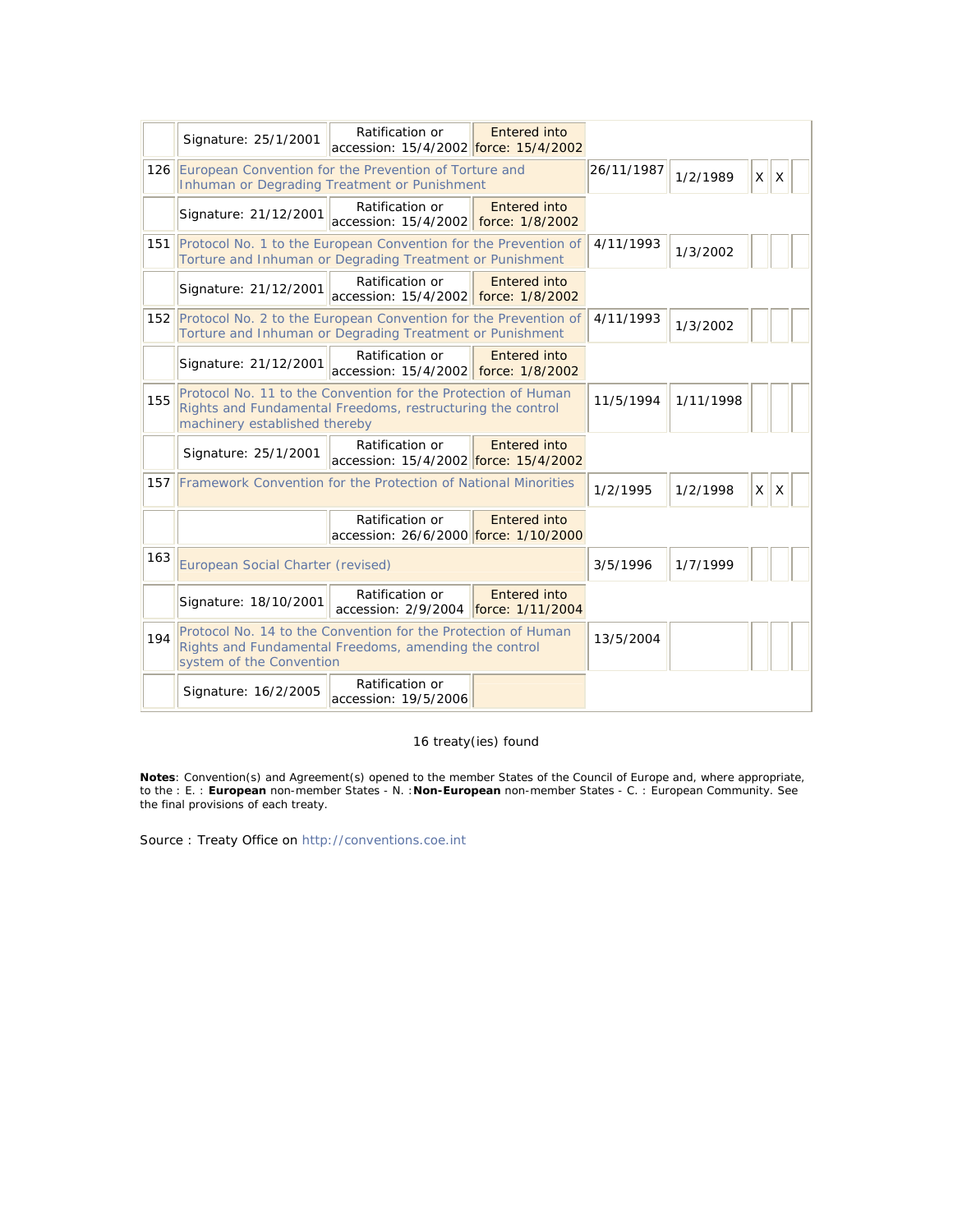| | | | | | | | | |
|---|---|---|---|---|---|---|---|---|
| | Signature: 25/1/2001 | Ratification or accession: 15/4/2002 | Entered into force: 15/4/2002 | | | | | |
| 126 | European Convention for the Prevention of Torture and Inhuman or Degrading Treatment or Punishment | | | 26/11/1987 | 1/2/1989 | X | X | |
| | Signature: 21/12/2001 | Ratification or accession: 15/4/2002 | Entered into force: 1/8/2002 | | | | | |
| 151 | Protocol No. 1 to the European Convention for the Prevention of Torture and Inhuman or Degrading Treatment or Punishment | | | 4/11/1993 | 1/3/2002 | | | |
| | Signature: 21/12/2001 | Ratification or accession: 15/4/2002 | Entered into force: 1/8/2002 | | | | | |
| 152 | Protocol No. 2 to the European Convention for the Prevention of Torture and Inhuman or Degrading Treatment or Punishment | | | 4/11/1993 | 1/3/2002 | | | |
| | Signature: 21/12/2001 | Ratification or accession: 15/4/2002 | Entered into force: 1/8/2002 | | | | | |
| 155 | Protocol No. 11 to the Convention for the Protection of Human Rights and Fundamental Freedoms, restructuring the control machinery established thereby | | | 11/5/1994 | 1/11/1998 | | | |
| | Signature: 25/1/2001 | Ratification or accession: 15/4/2002 | Entered into force: 15/4/2002 | | | | | |
| 157 | Framework Convention for the Protection of National Minorities | | | 1/2/1995 | 1/2/1998 | X | X | |
| | | Ratification or accession: 26/6/2000 | Entered into force: 1/10/2000 | | | | | |
| 163 | European Social Charter (revised) | | | 3/5/1996 | 1/7/1999 | | | |
| | Signature: 18/10/2001 | Ratification or accession: 2/9/2004 | Entered into force: 1/11/2004 | | | | | |
| 194 | Protocol No. 14 to the Convention for the Protection of Human Rights and Fundamental Freedoms, amending the control system of the Convention | | | 13/5/2004 | | | | |
| | Signature: 16/2/2005 | Ratification or accession: 19/5/2006 | | | | | | |

16 treaty(ies) found

**Notes**: Convention(s) and Agreement(s) opened to the member States of the Council of Europe and, where appropriate, to the : E. : **European** non-member States - N. :**Non-European** non-member States - C. : European Community. See the final provisions of each treaty.

Source : Treaty Office on http://conventions.coe.int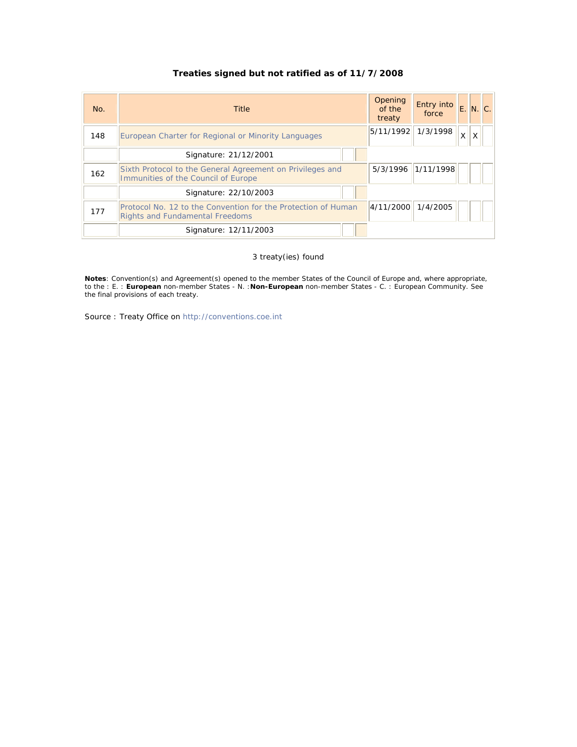**Treaties signed but not ratified as of 11/7/2008**

| No. | Title | Opening of the treaty | Entry into force | E. | N. | C. |
|---|---|---|---|---|---|---|
| 148 | European Charter for Regional or Minority Languages | 5/11/1992 | 1/3/1998 | X | X | |
| | Signature: 21/12/2001 | | | | | |
| 162 | Sixth Protocol to the General Agreement on Privileges and Immunities of the Council of Europe | 5/3/1996 | 1/11/1998 | | | |
| | Signature: 22/10/2003 | | | | | |
| 177 | Protocol No. 12 to the Convention for the Protection of Human Rights and Fundamental Freedoms | 4/11/2000 | 1/4/2005 | | | |
| | Signature: 12/11/2003 | | | | | |

3 treaty(ies) found

**Notes**: Convention(s) and Agreement(s) opened to the member States of the Council of Europe and, where appropriate, to the : E. : **European** non-member States - N. :**Non-European** non-member States - C. : European Community. See the final provisions of each treaty.

Source : Treaty Office on http://conventions.coe.int